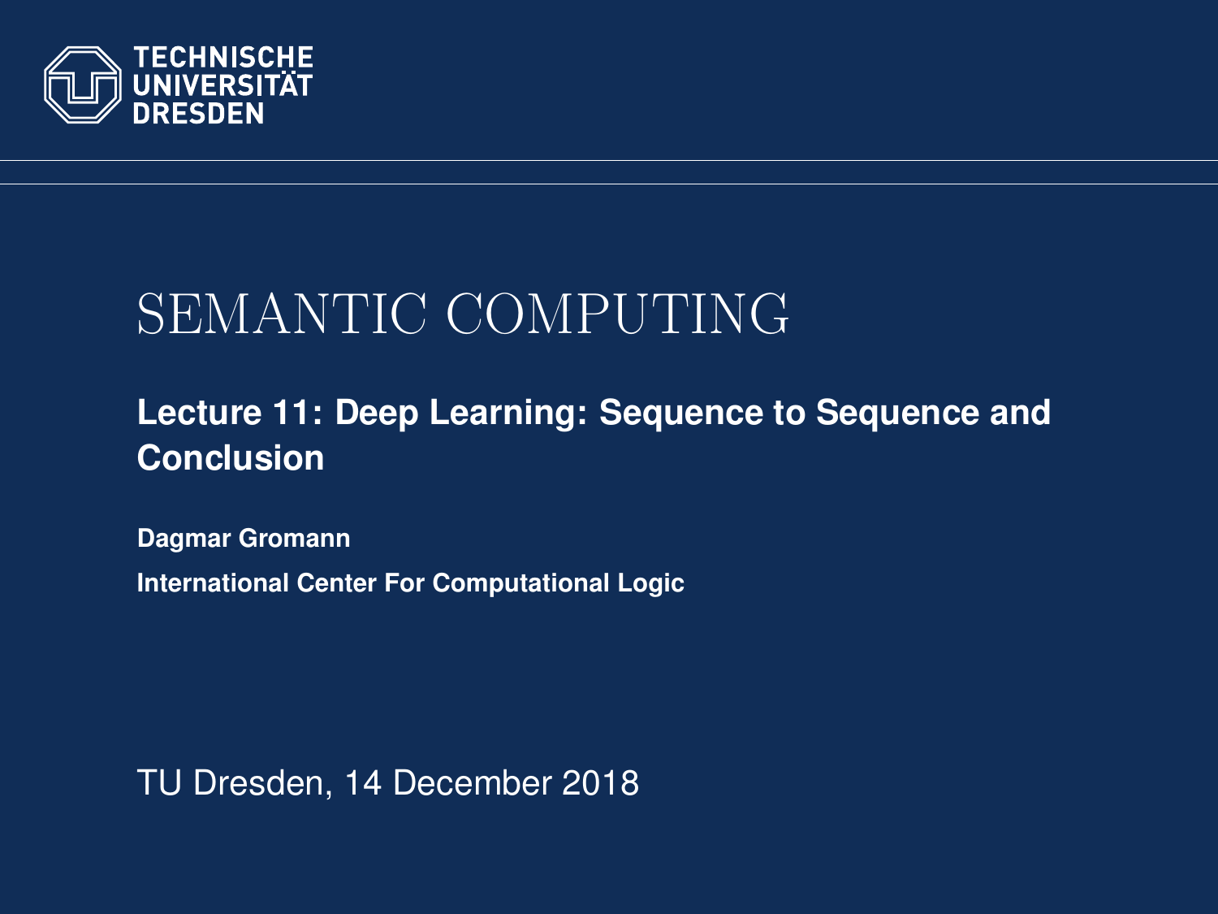TECHNISCHE UNIVERSITÄT DRESDEN

# SEMANTIC COMPUTING

## Lecture 11: Deep Learning: Sequence to Sequence and Conclusion

**Dagmar Gromann**

**International Center For Computational Logic**

TU Dresden, 14 December 2018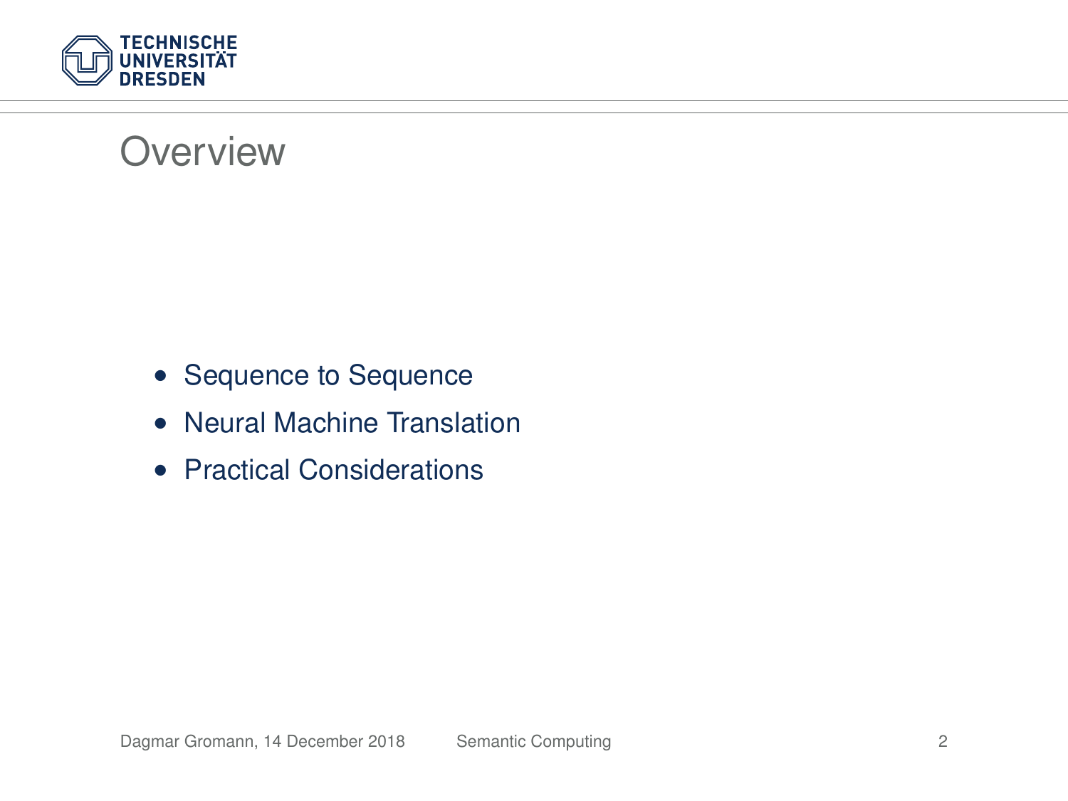# Overview

- Sequence to Sequence
- Neural Machine Translation
- Practical Considerations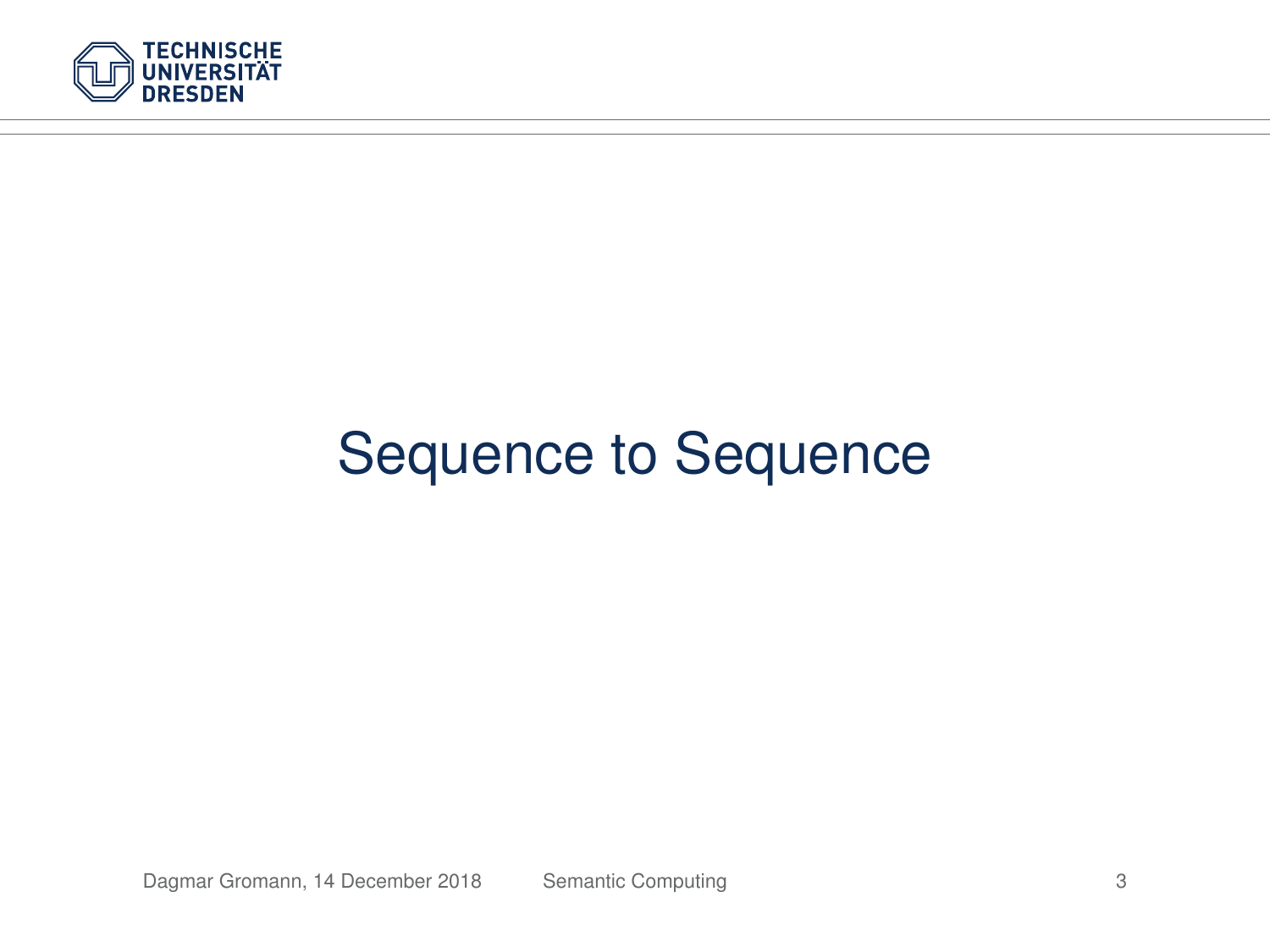# Sequence to Sequence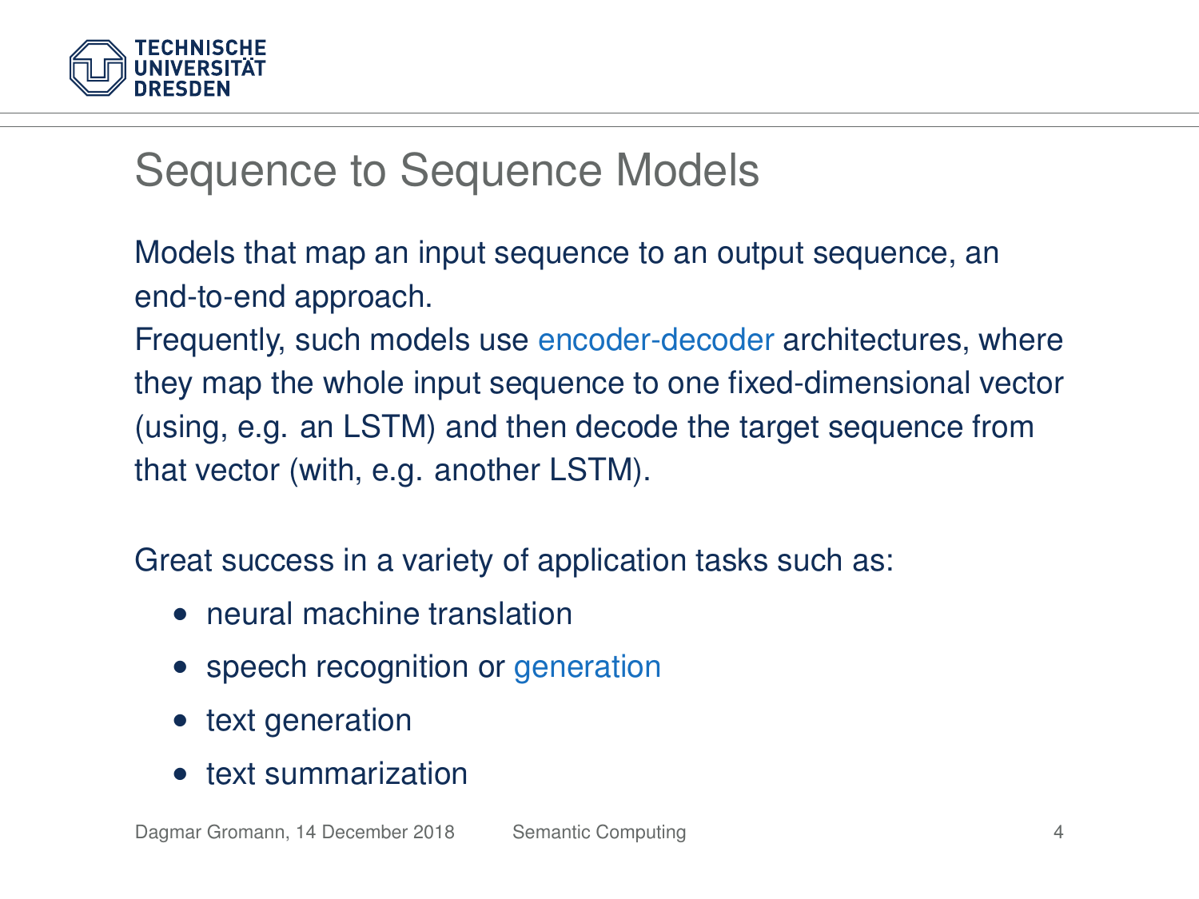# Sequence to Sequence Models

Models that map an input sequence to an output sequence, an end-to-end approach.
Frequently, such models use encoder-decoder architectures, where they map the whole input sequence to one fixed-dimensional vector (using, e.g. an LSTM) and then decode the target sequence from that vector (with, e.g. another LSTM).

Great success in a variety of application tasks such as:

- neural machine translation
- speech recognition or generation
- text generation
- text summarization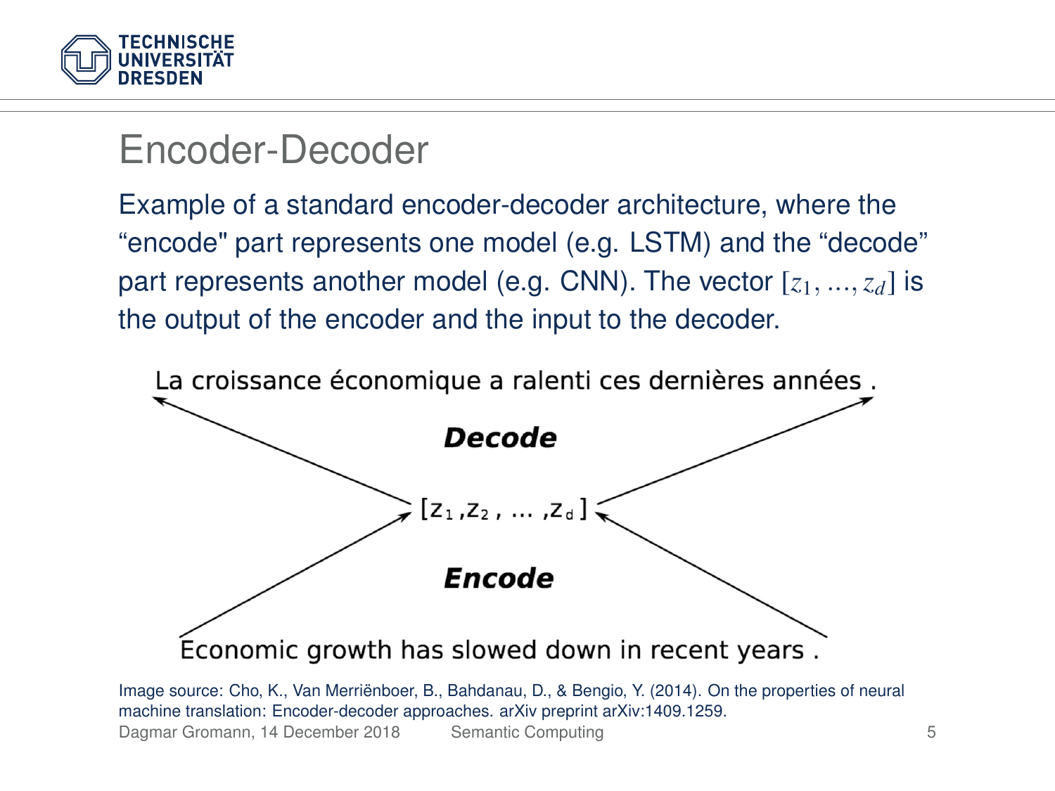# Encoder-Decoder

Example of a standard encoder-decoder architecture, where the "encode" part represents one model (e.g. LSTM) and the "decode" part represents another model (e.g. CNN). The vector $[z_1, ..., z_d]$ is the output of the encoder and the input to the decoder.

La croissance économique a ralenti ces dernières années .

***Decode***

$[z_1, z_2, ..., z_d]$

***Encode***

Economic growth has slowed down in recent years .

Image source: Cho, K., Van Merriënboer, B., Bahdanau, D., & Bengio, Y. (2014). On the properties of neural machine translation: Encoder-decoder approaches. arXiv preprint arXiv:1409.1259.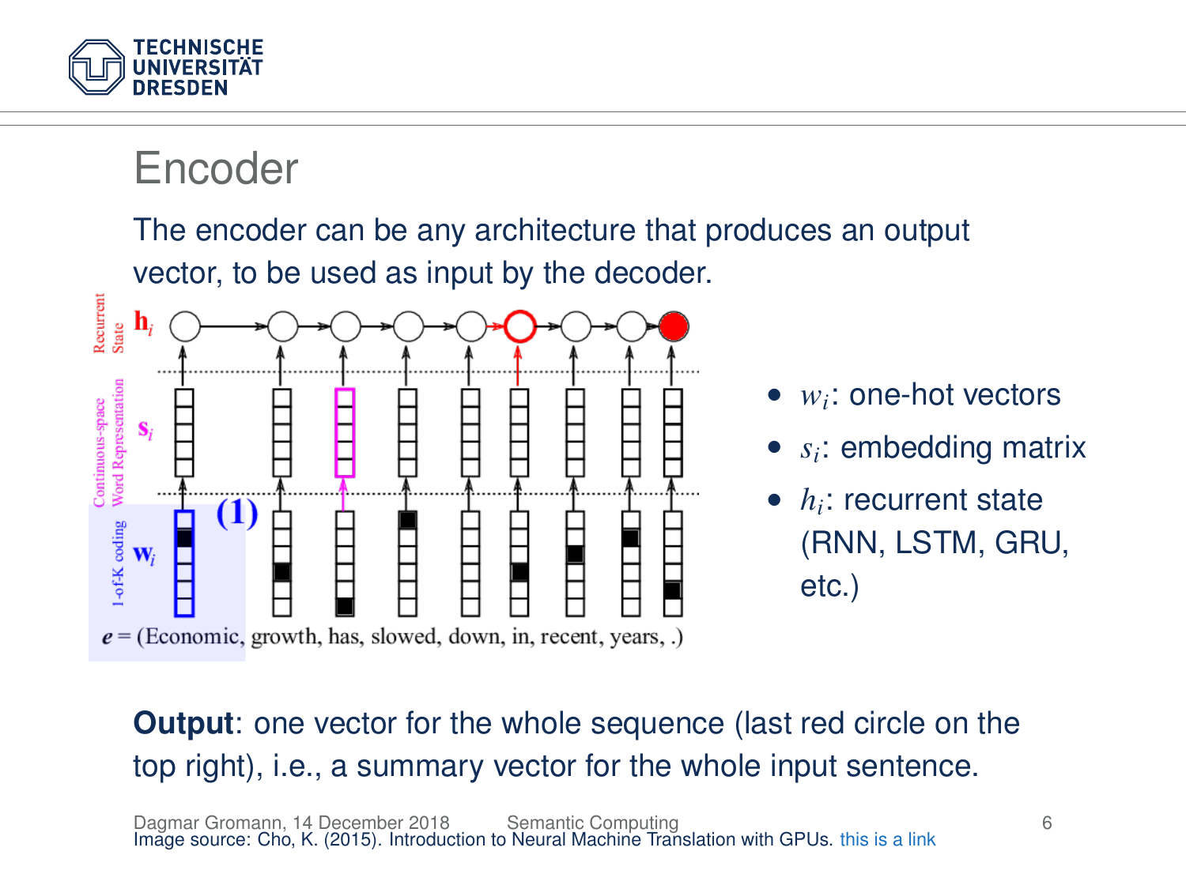# Encoder

The encoder can be any architecture that produces an output vector, to be used as input by the decoder.

- $w_i$: one-hot vectors
- $s_i$: embedding matrix
- $h_i$: recurrent state (RNN, LSTM, GRU, etc.)

**Output**: one vector for the whole sequence (last red circle on the top right), i.e., a summary vector for the whole input sentence.

Image source: Cho, K. (2015). Introduction to Neural Machine Translation with GPUs. this is a link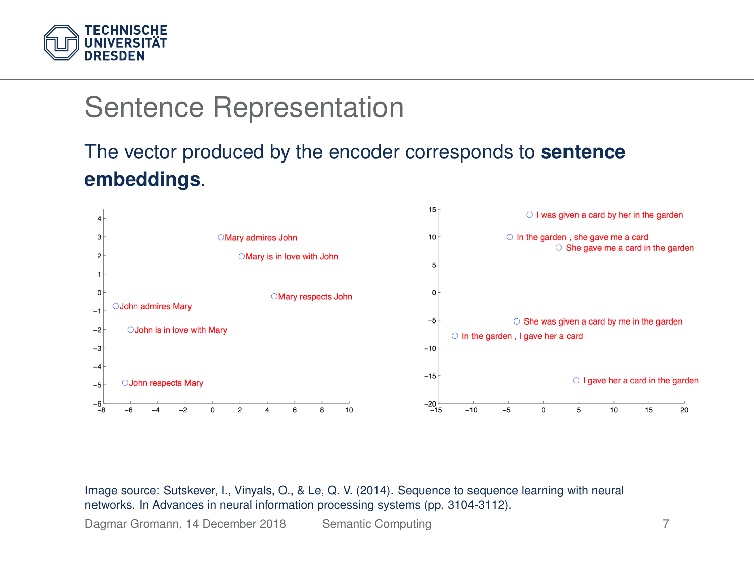# Sentence Representation

The vector produced by the encoder corresponds to **sentence embeddings**.

Image source: Sutskever, I., Vinyals, O., & Le, Q. V. (2014). Sequence to sequence learning with neural networks. In Advances in neural information processing systems (pp. 3104-3112).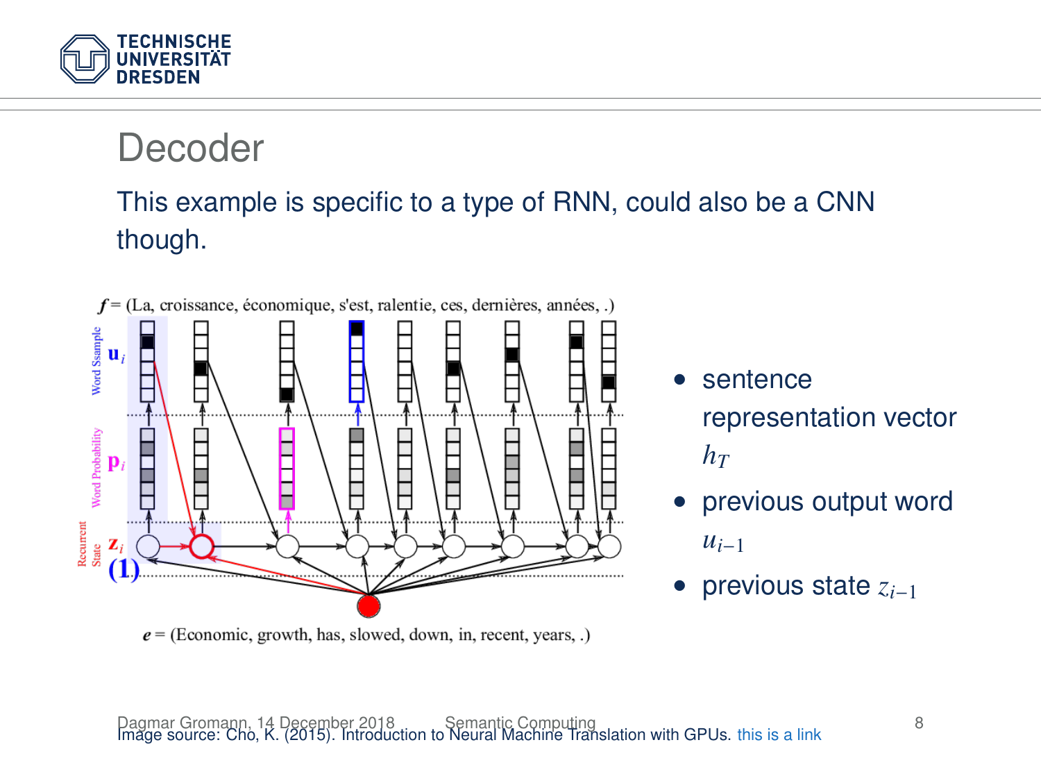# Decoder

This example is specific to a type of RNN, could also be a CNN though.

- sentence representation vector $h_T$
- previous output word $u_{i-1}$
- previous state $z_{i-1}$

Image source: Cho, K. (2015). Introduction to Neural Machine Translation with GPUs. this is a link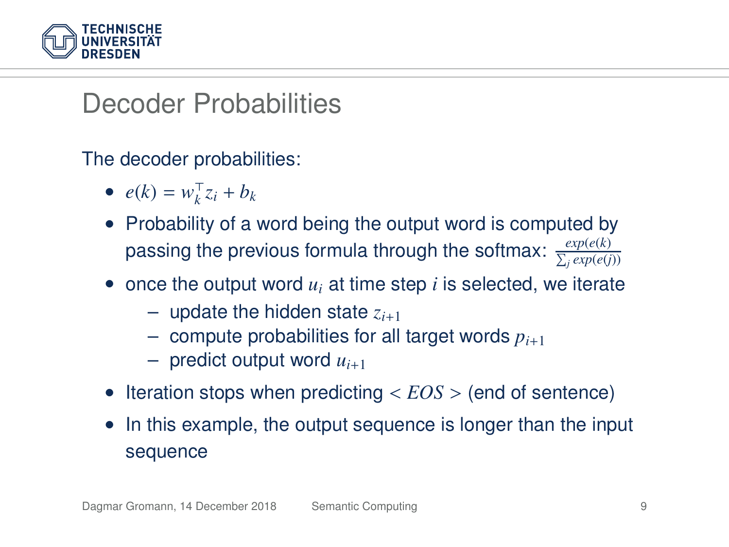# Decoder Probabilities

The decoder probabilities:

- $e(k) = w_k^\top z_i + b_k$
- Probability of a word being the output word is computed by passing the previous formula through the softmax: $\frac{exp(e(k)}{\sum_j exp(e(j))}$
- once the output word $u_i$ at time step $i$ is selected, we iterate
  - update the hidden state $z_{i+1}$
  - compute probabilities for all target words $p_{i+1}$
  - predict output word $u_{i+1}$
- Iteration stops when predicting $< EOS >$ (end of sentence)
- In this example, the output sequence is longer than the input sequence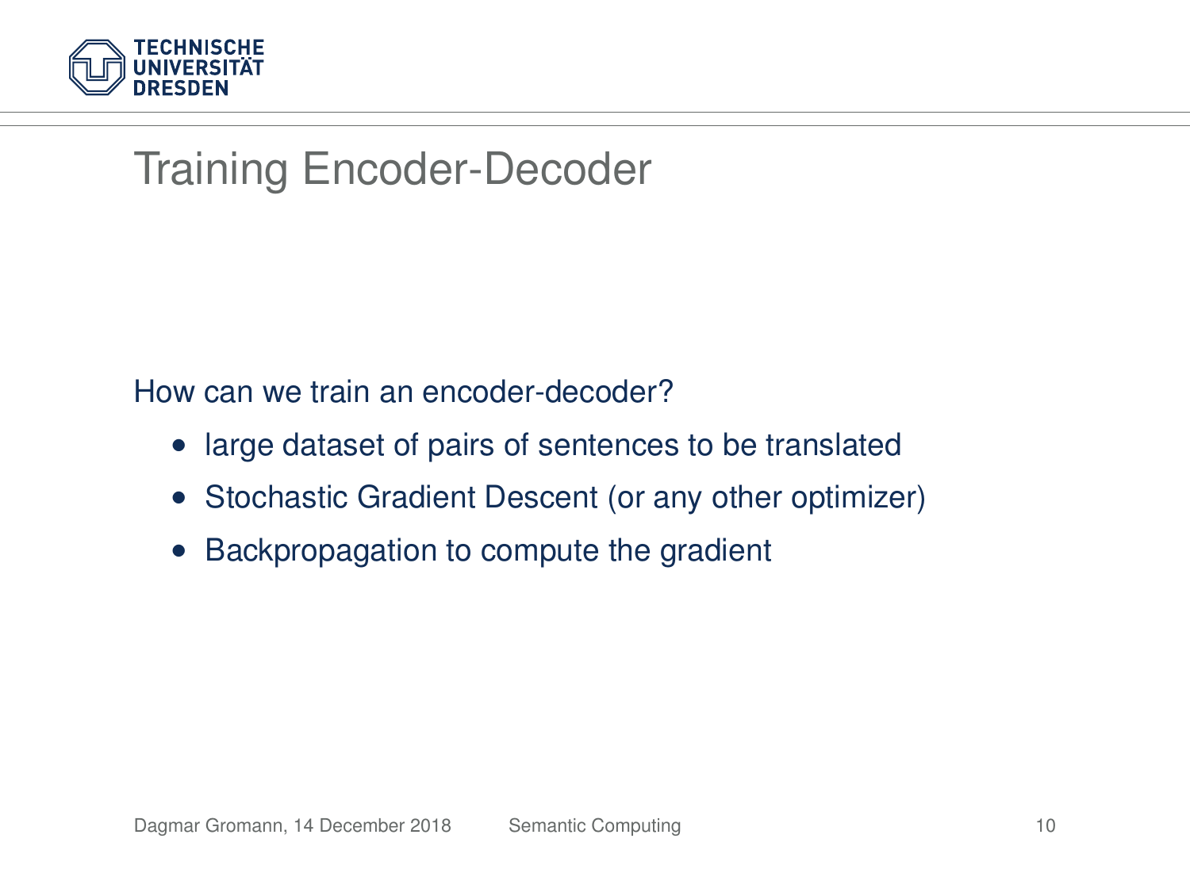# Training Encoder-Decoder

How can we train an encoder-decoder?

- large dataset of pairs of sentences to be translated
- Stochastic Gradient Descent (or any other optimizer)
- Backpropagation to compute the gradient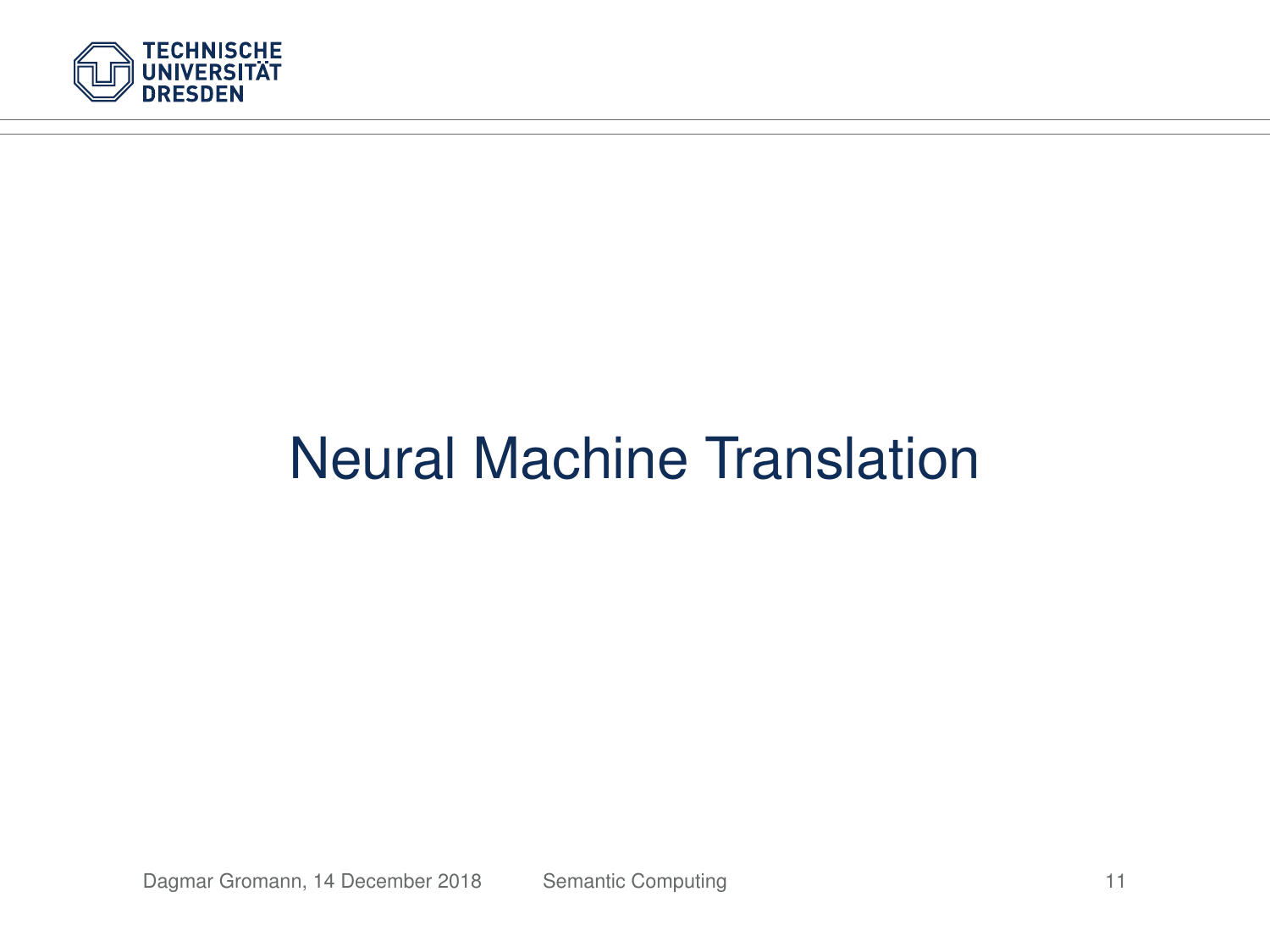# Neural Machine Translation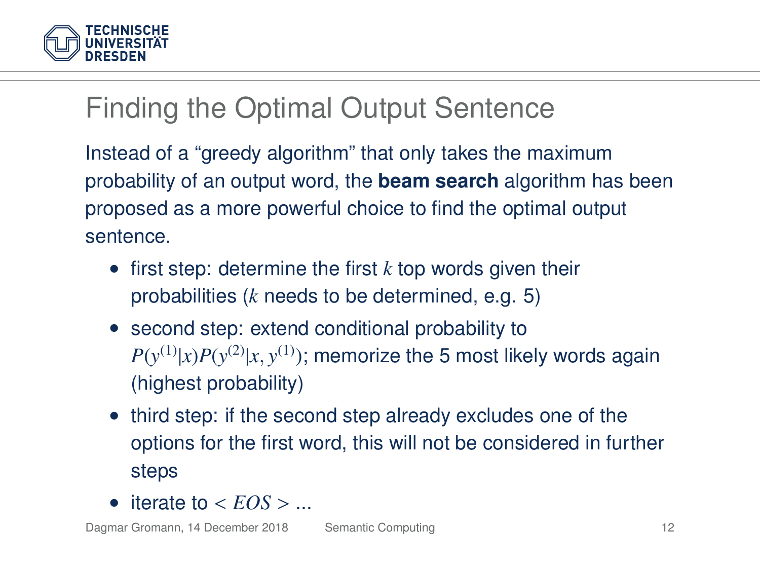# Finding the Optimal Output Sentence

Instead of a "greedy algorithm" that only takes the maximum probability of an output word, the **beam search** algorithm has been proposed as a more powerful choice to find the optimal output sentence.

- first step: determine the first $k$ top words given their probabilities ($k$ needs to be determined, e.g. 5)
- second step: extend conditional probability to $P(y^{(1)}|x)P(y^{(2)}|x, y^{(1)})$; memorize the 5 most likely words again (highest probability)
- third step: if the second step already excludes one of the options for the first word, this will not be considered in further steps
- iterate to $< EOS >$ ...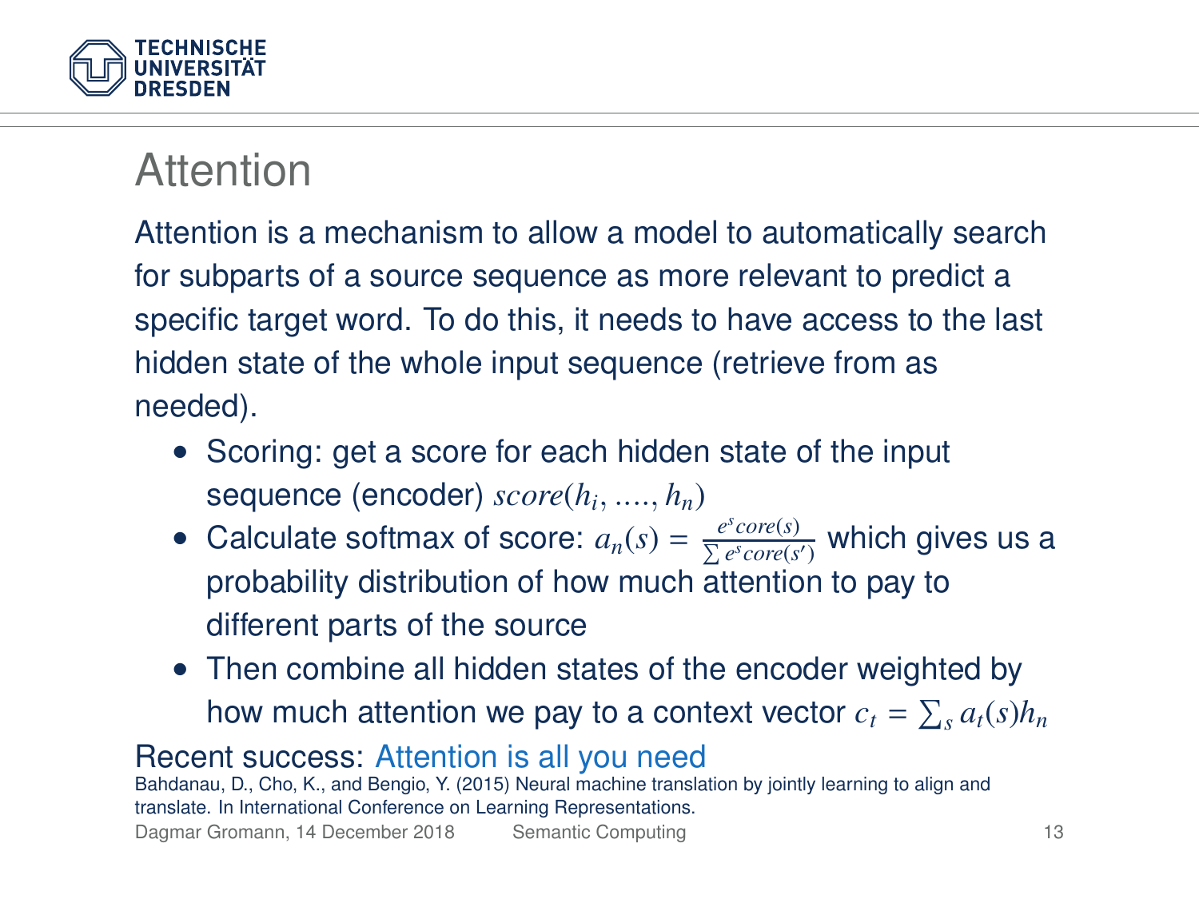# Attention

Attention is a mechanism to allow a model to automatically search for subparts of a source sequence as more relevant to predict a specific target word. To do this, it needs to have access to the last hidden state of the whole input sequence (retrieve from as needed).

- Scoring: get a score for each hidden state of the input sequence (encoder) $score(h_i, ...., h_n)$
- Calculate softmax of score: $a_n(s) = \frac{e^s core(s)}{\sum e^s core(s')}$ which gives us a probability distribution of how much attention to pay to different parts of the source
- Then combine all hidden states of the encoder weighted by how much attention we pay to a context vector $c_t = \sum_s a_t(s) h_n$

Recent success: Attention is all you need

Bahdanau, D., Cho, K., and Bengio, Y. (2015) Neural machine translation by jointly learning to align and translate. In International Conference on Learning Representations.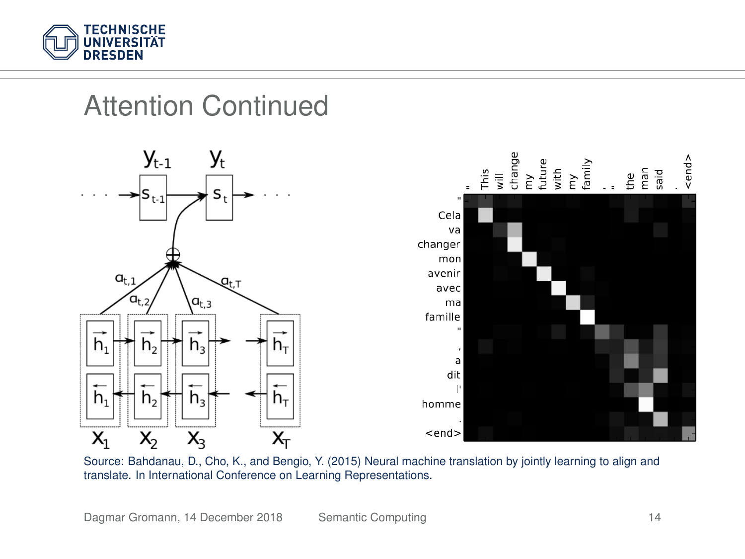# Attention Continued

Source: Bahdanau, D., Cho, K., and Bengio, Y. (2015) Neural machine translation by jointly learning to align and translate. In International Conference on Learning Representations.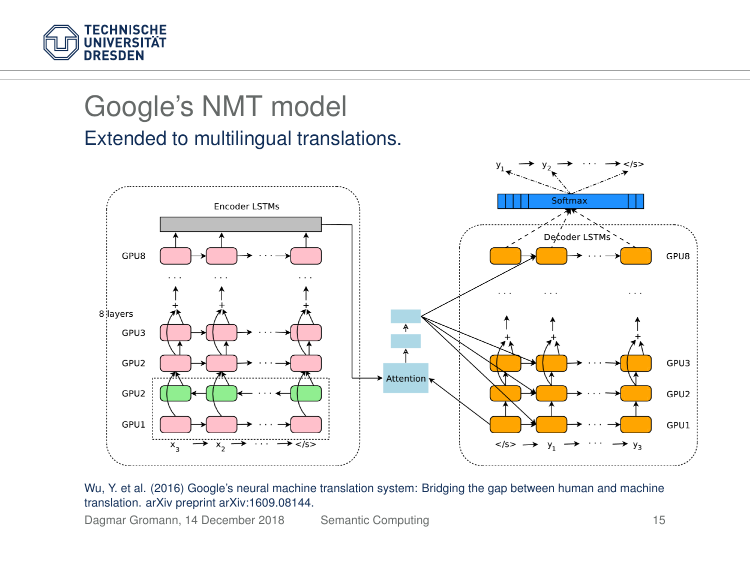# Google's NMT model

## Extended to multilingual translations.

Wu, Y. et al. (2016) Google's neural machine translation system: Bridging the gap between human and machine translation. arXiv preprint arXiv:1609.08144.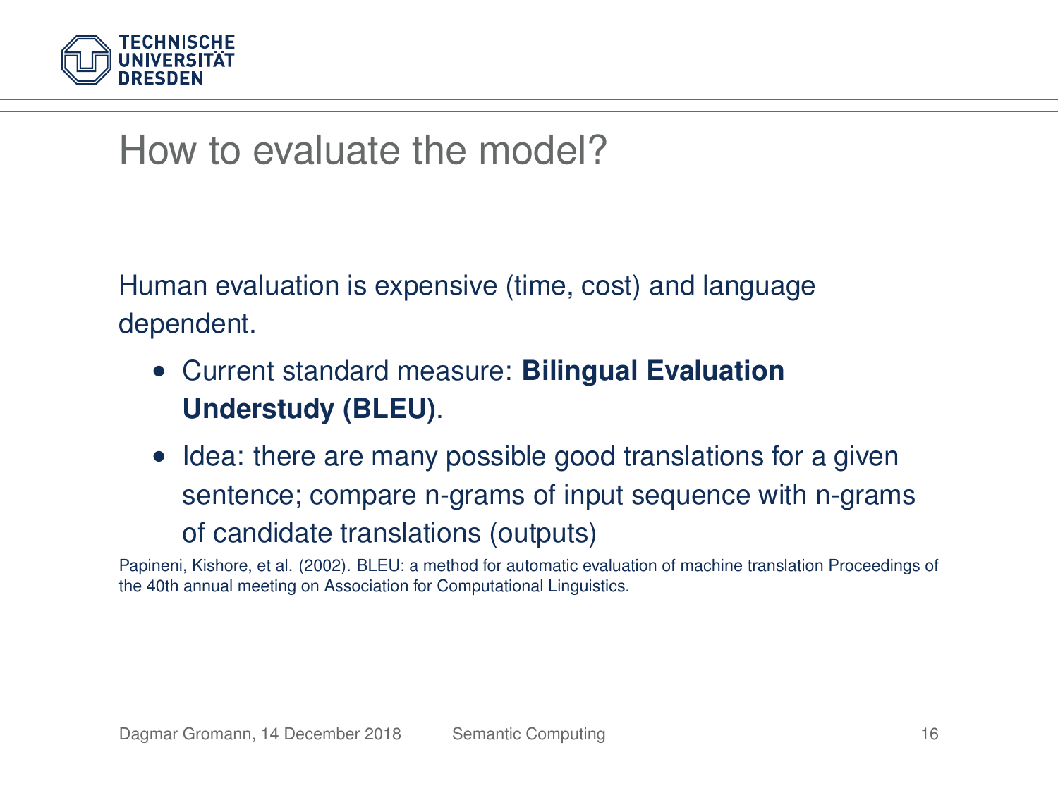# How to evaluate the model?

Human evaluation is expensive (time, cost) and language dependent.

- Current standard measure: **Bilingual Evaluation Understudy (BLEU)**.
- Idea: there are many possible good translations for a given sentence; compare n-grams of input sequence with n-grams of candidate translations (outputs)

Papineni, Kishore, et al. (2002). BLEU: a method for automatic evaluation of machine translation Proceedings of the 40th annual meeting on Association for Computational Linguistics.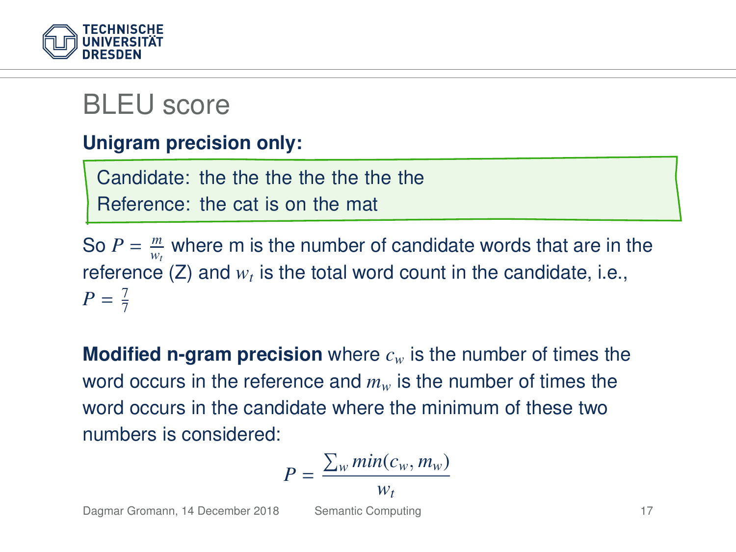# BLEU score

**Unigram precision only:**

Candidate: the the the the the the the
Reference: the cat is on the mat

So $P = \frac{m}{w_t}$ where m is the number of candidate words that are in the reference (Z) and $w_t$ is the total word count in the candidate, i.e., $P = \frac{7}{7}$

**Modified n-gram precision** where $c_w$ is the number of times the word occurs in the reference and $m_w$ is the number of times the word occurs in the candidate where the minimum of these two numbers is considered:

$$P = \frac{\sum_w min(c_w, m_w)}{w_t}$$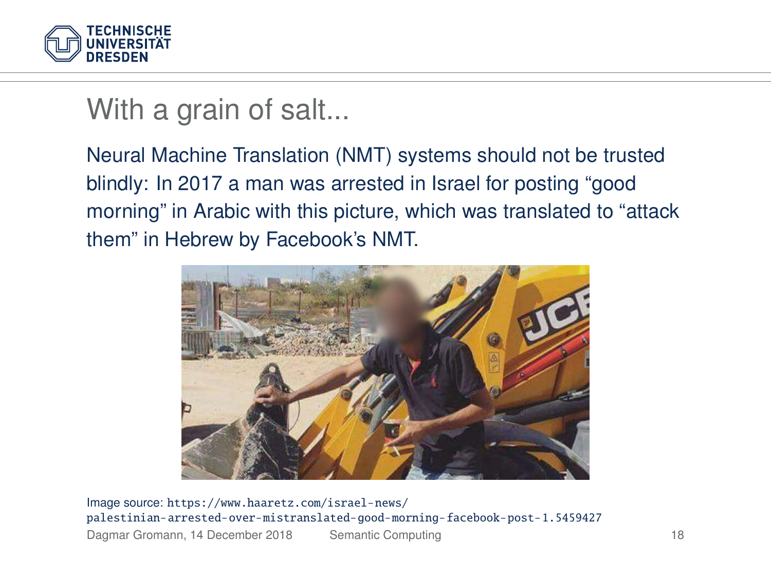# With a grain of salt...

Neural Machine Translation (NMT) systems should not be trusted blindly: In 2017 a man was arrested in Israel for posting “good morning” in Arabic with this picture, which was translated to “attack them” in Hebrew by Facebook’s NMT.

Image source: https://www.haaretz.com/israel-news/palestinian-arrested-over-mistranslated-good-morning-facebook-post-1.5459427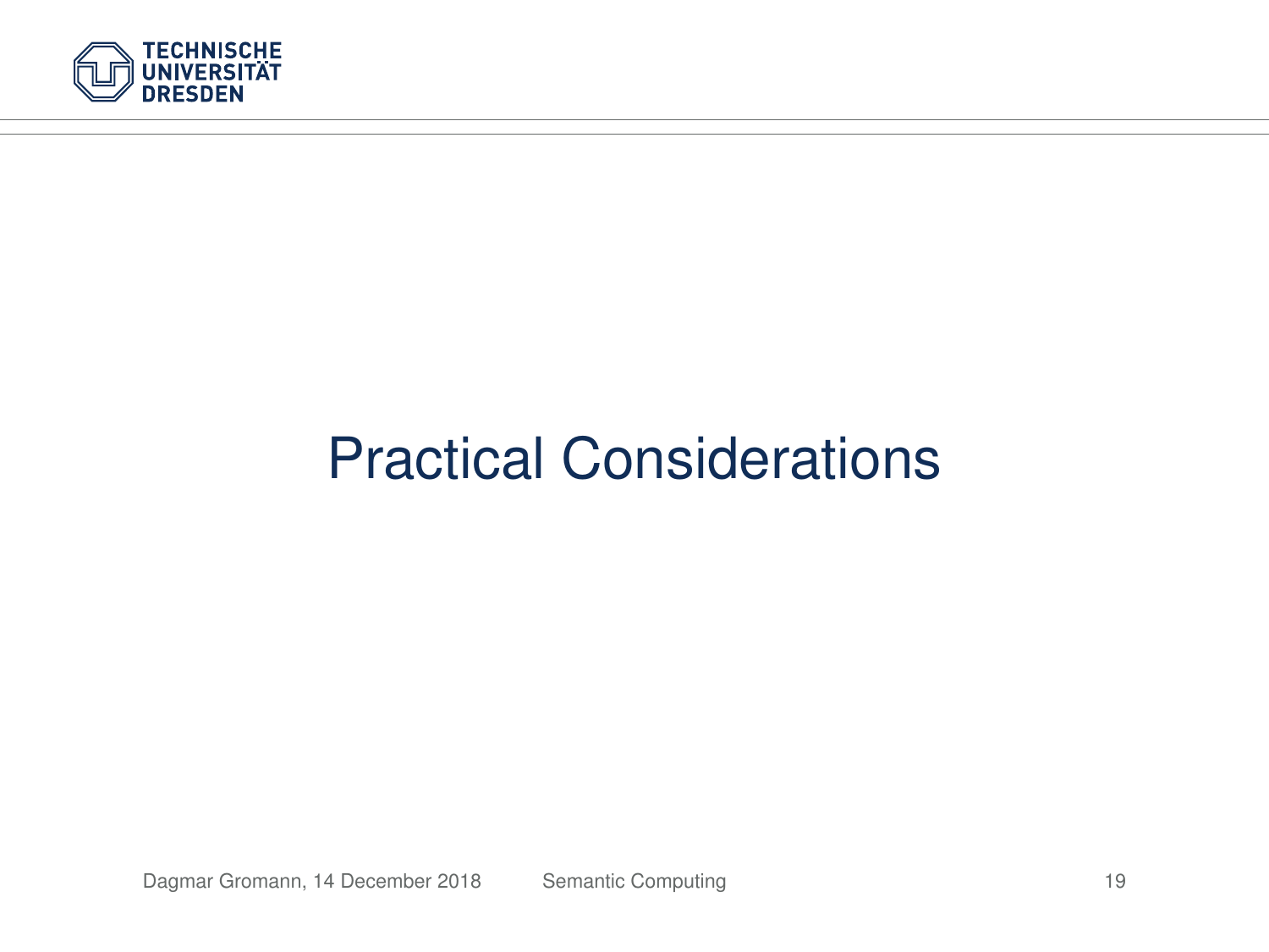# Practical Considerations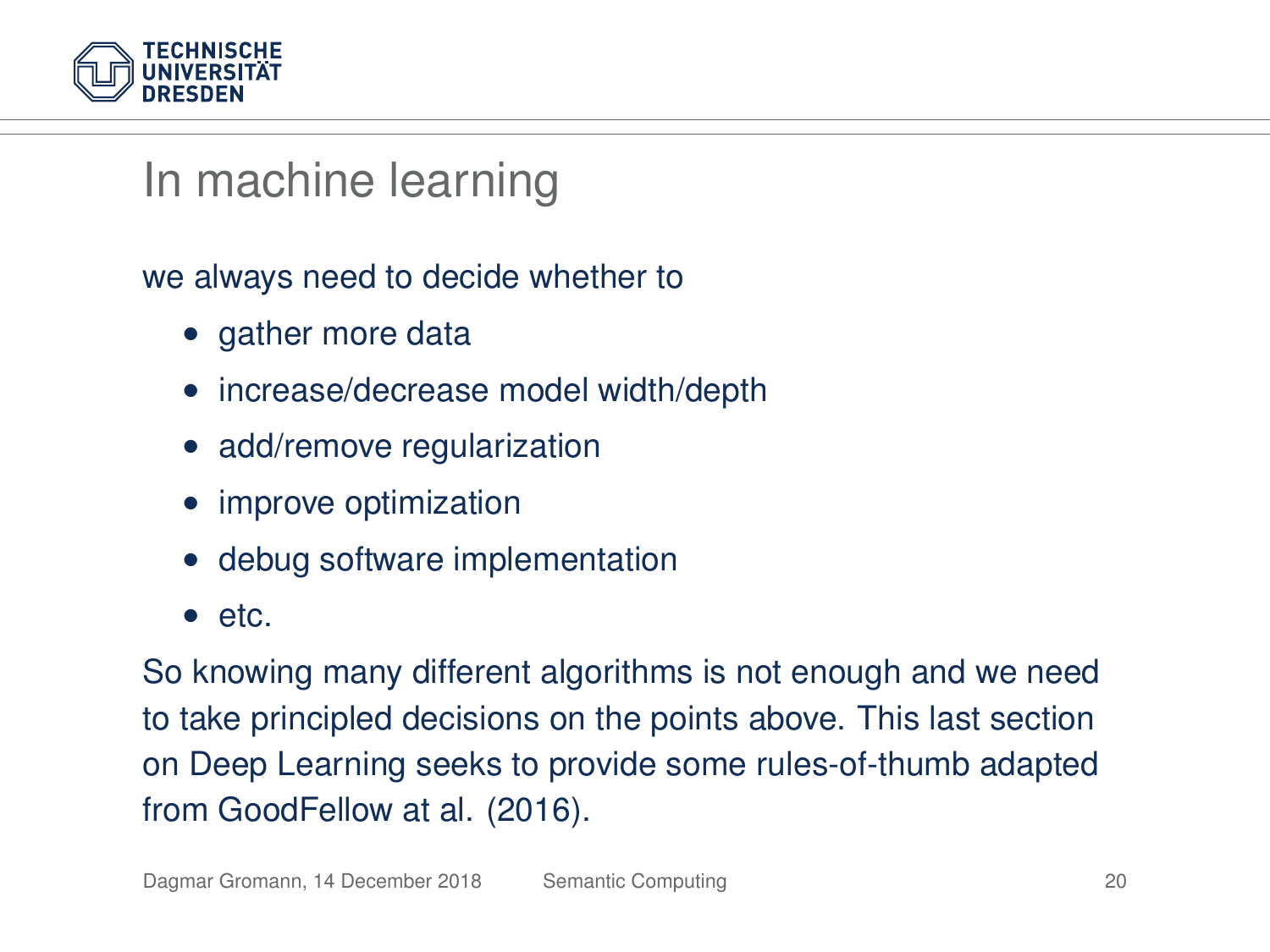# In machine learning

we always need to decide whether to

- gather more data
- increase/decrease model width/depth
- add/remove regularization
- improve optimization
- debug software implementation
- etc.

So knowing many different algorithms is not enough and we need to take principled decisions on the points above. This last section on Deep Learning seeks to provide some rules-of-thumb adapted from GoodFellow at al. (2016).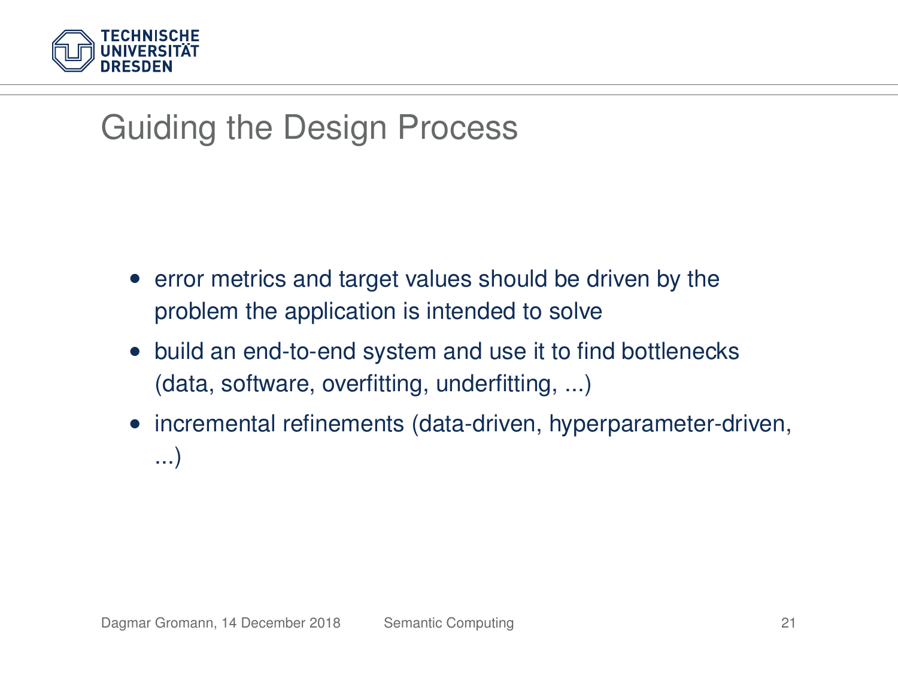# Guiding the Design Process

- error metrics and target values should be driven by the problem the application is intended to solve
- build an end-to-end system and use it to find bottlenecks (data, software, overfitting, underfitting, ...)
- incremental refinements (data-driven, hyperparameter-driven, ...)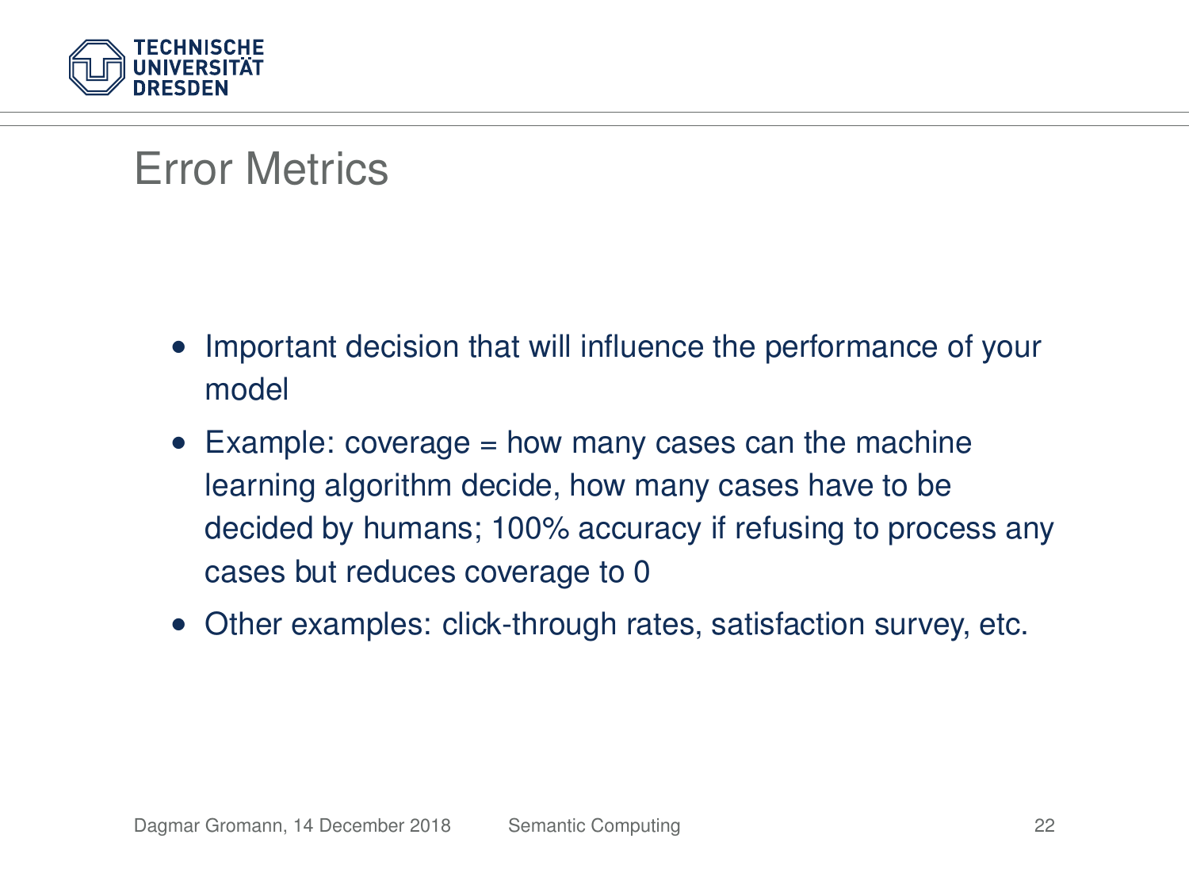# Error Metrics

- Important decision that will influence the performance of your model
- Example: coverage = how many cases can the machine learning algorithm decide, how many cases have to be decided by humans; 100% accuracy if refusing to process any cases but reduces coverage to 0
- Other examples: click-through rates, satisfaction survey, etc.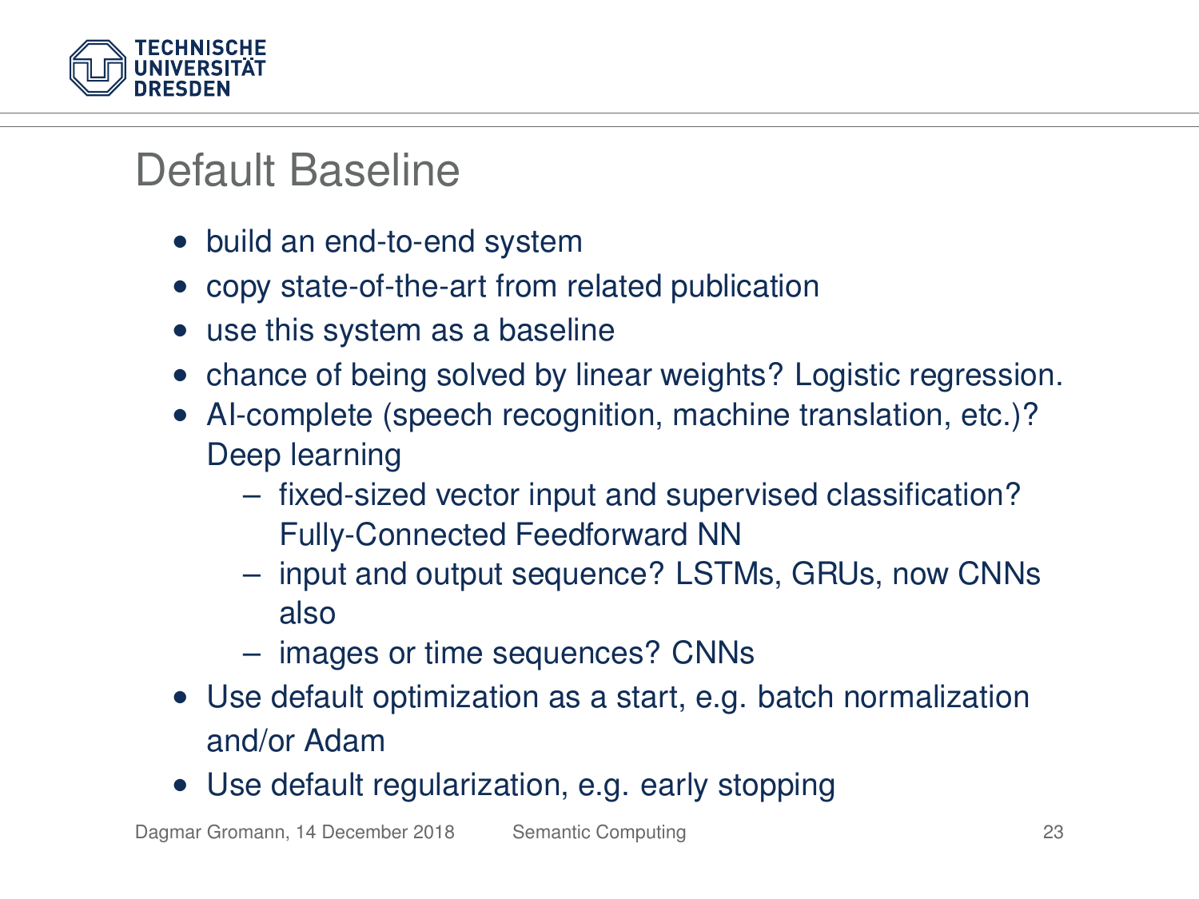# Default Baseline

- build an end-to-end system
- copy state-of-the-art from related publication
- use this system as a baseline
- chance of being solved by linear weights? Logistic regression.
- AI-complete (speech recognition, machine translation, etc.)? Deep learning
  - fixed-sized vector input and supervised classification? Fully-Connected Feedforward NN
  - input and output sequence? LSTMs, GRUs, now CNNs also
  - images or time sequences? CNNs
- Use default optimization as a start, e.g. batch normalization and/or Adam
- Use default regularization, e.g. early stopping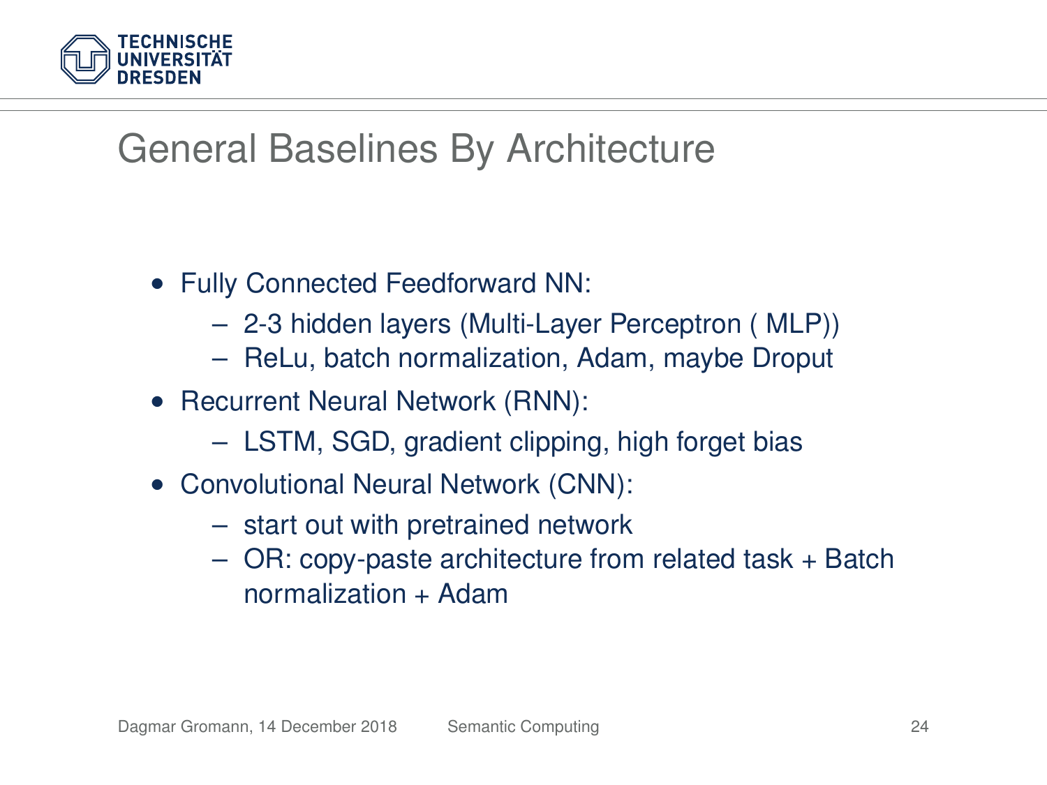# General Baselines By Architecture

- Fully Connected Feedforward NN:
  - 2-3 hidden layers (Multi-Layer Perceptron ( MLP))
  - ReLu, batch normalization, Adam, maybe Droput
- Recurrent Neural Network (RNN):
  - LSTM, SGD, gradient clipping, high forget bias
- Convolutional Neural Network (CNN):
  - start out with pretrained network
  - OR: copy-paste architecture from related task + Batch normalization + Adam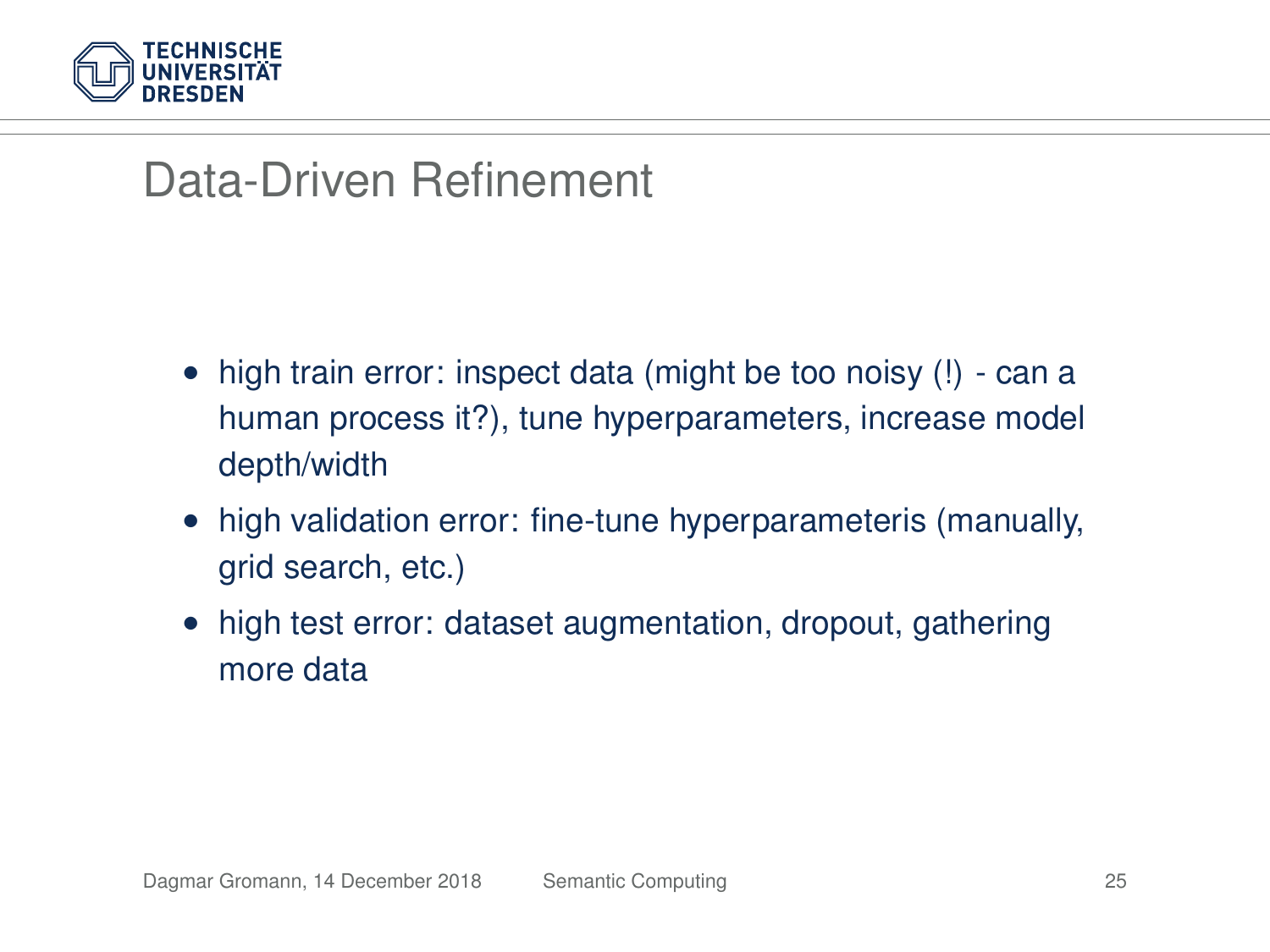# Data-Driven Refinement

- high train error: inspect data (might be too noisy (!) - can a human process it?), tune hyperparameters, increase model depth/width
- high validation error: fine-tune hyperparameteris (manually, grid search, etc.)
- high test error: dataset augmentation, dropout, gathering more data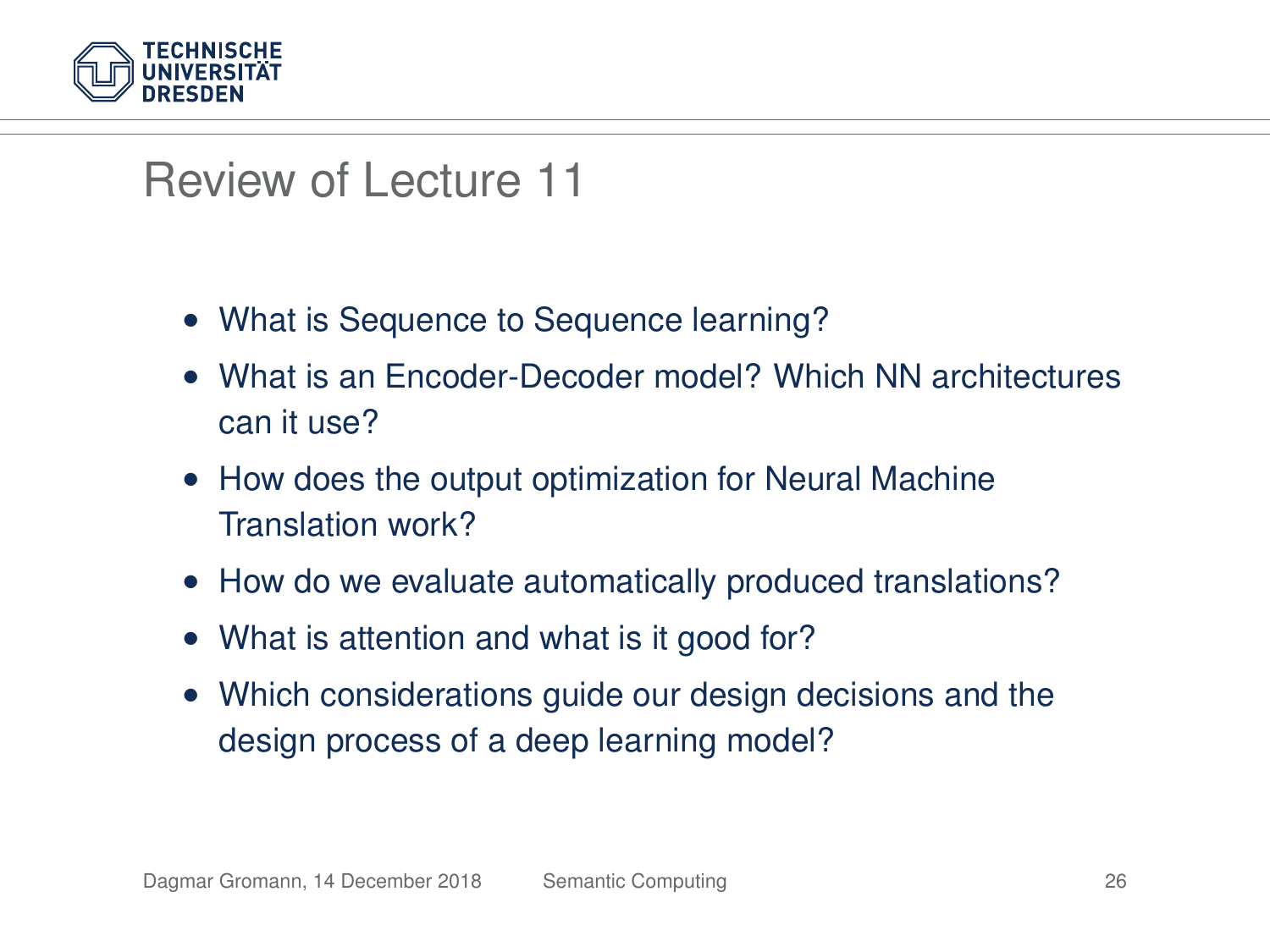# Review of Lecture 11

- What is Sequence to Sequence learning?
- What is an Encoder-Decoder model? Which NN architectures can it use?
- How does the output optimization for Neural Machine Translation work?
- How do we evaluate automatically produced translations?
- What is attention and what is it good for?
- Which considerations guide our design decisions and the design process of a deep learning model?